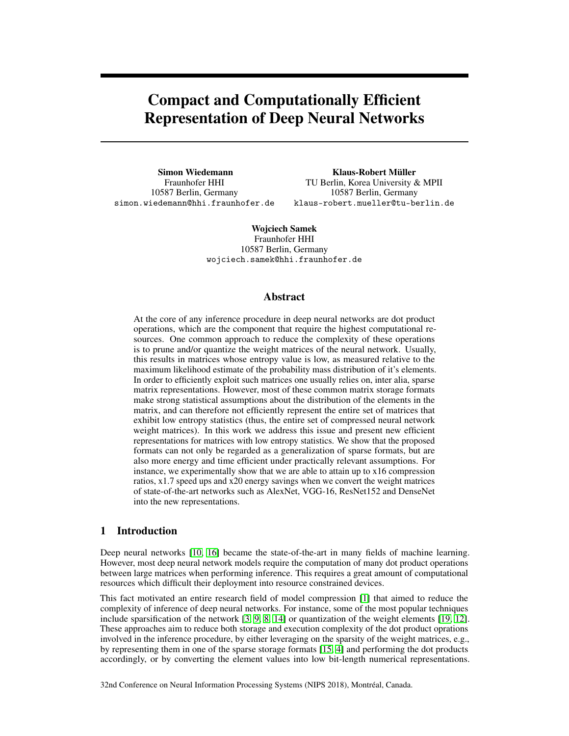# Compact and Computationally Efficient Representation of Deep Neural Networks

**Simon Wiedemann**
Fraunhofer HHI
10587 Berlin, Germany
simon.wiedemann@hhi.fraunhofer.de

**Klaus-Robert Müller**
TU Berlin, Korea University & MPII
10587 Berlin, Germany
klaus-robert.mueller@tu-berlin.de

**Wojciech Samek**
Fraunhofer HHI
10587 Berlin, Germany
wojciech.samek@hhi.fraunhofer.de

## Abstract

At the core of any inference procedure in deep neural networks are dot product operations, which are the component that require the highest computational resources. One common approach to reduce the complexity of these operations is to prune and/or quantize the weight matrices of the neural network. Usually, this results in matrices whose entropy value is low, as measured relative to the maximum likelihood estimate of the probability mass distribution of it's elements. In order to efficiently exploit such matrices one usually relies on, inter alia, sparse matrix representations. However, most of these common matrix storage formats make strong statistical assumptions about the distribution of the elements in the matrix, and can therefore not efficiently represent the entire set of matrices that exhibit low entropy statistics (thus, the entire set of compressed neural network weight matrices). In this work we address this issue and present new efficient representations for matrices with low entropy statistics. We show that the proposed formats can not only be regarded as a generalization of sparse formats, but are also more energy and time efficient under practically relevant assumptions. For instance, we experimentally show that we are able to attain up to x16 compression ratios, x1.7 speed ups and x20 energy savings when we convert the weight matrices of state-of-the-art networks such as AlexNet, VGG-16, ResNet152 and DenseNet into the new representations.

## 1 Introduction

Deep neural networks [10, 16] became the state-of-the-art in many fields of machine learning. However, most deep neural network models require the computation of many dot product operations between large matrices when performing inference. This requires a great amount of computational resources which difficult their deployment into resource constrained devices.

This fact motivated an entire research field of model compression [1] that aimed to reduce the complexity of inference of deep neural networks. For instance, some of the most popular techniques include sparsification of the network [3, 9, 8, 14] or quantization of the weight elements [19, 12]. These approaches aim to reduce both storage and execution complexity of the dot product oprations involved in the inference procedure, by either leveraging on the sparsity of the weight matrices, e.g., by representing them in one of the sparse storage formats [15, 4] and performing the dot products accordingly, or by converting the element values into low bit-length numerical representations.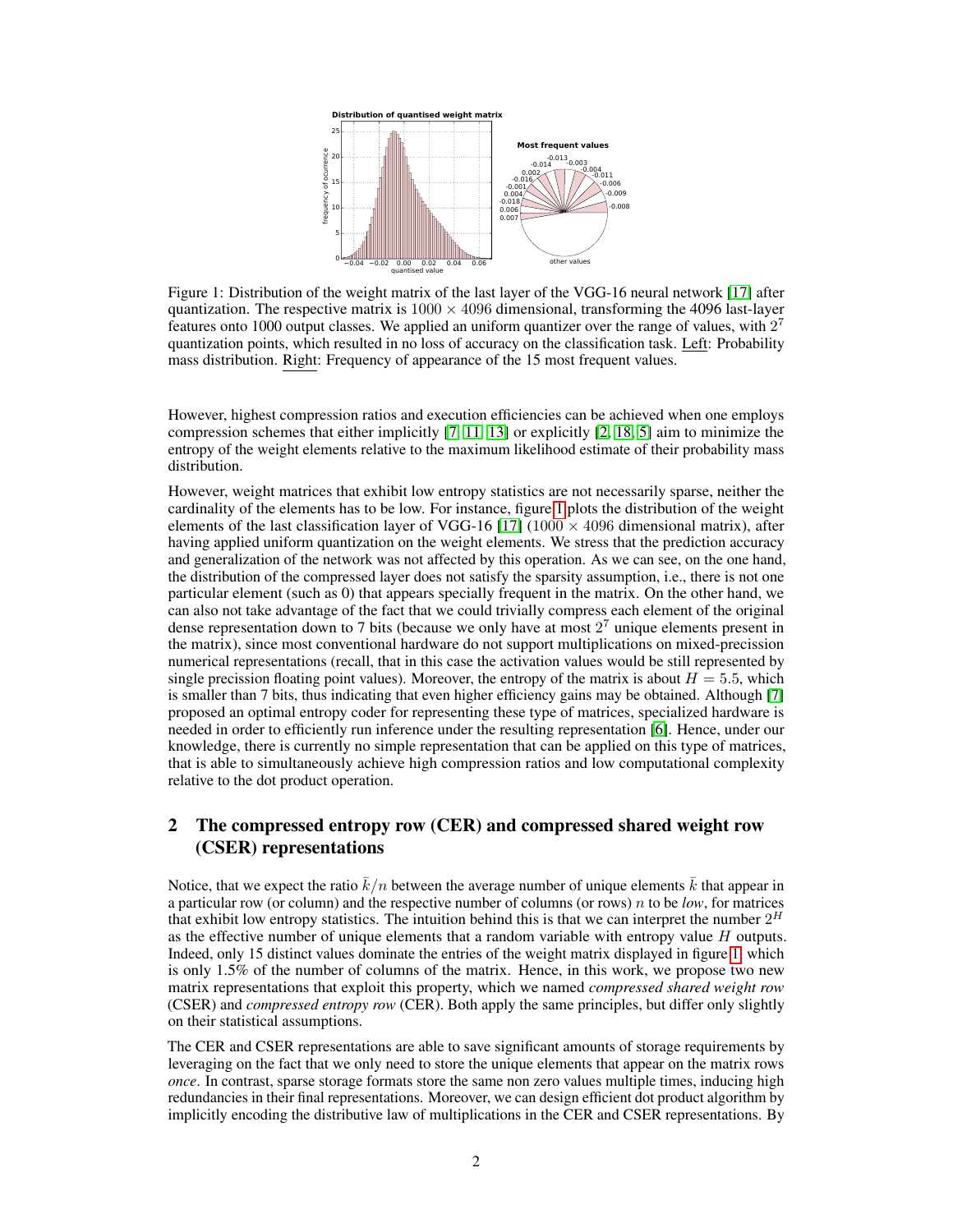Figure 1: Distribution of the weight matrix of the last layer of the VGG-16 neural network [17] after quantization. The respective matrix is $1000 \times 4096$ dimensional, transforming the 4096 last-layer features onto 1000 output classes. We applied an uniform quantizer over the range of values, with $2^7$ quantization points, which resulted in no loss of accuracy on the classification task. Left: Probability mass distribution. Right: Frequency of appearance of the 15 most frequent values.

However, highest compression ratios and execution efficiencies can be achieved when one employs compression schemes that either implicitly [7, 11, 13] or explicitly [2, 18, 5] aim to minimize the entropy of the weight elements relative to the maximum likelihood estimate of their probability mass distribution.

However, weight matrices that exhibit low entropy statistics are not necessarily sparse, neither the cardinality of the elements has to be low. For instance, figure 1 plots the distribution of the weight elements of the last classification layer of VGG-16 [17] ($1000 \times 4096$ dimensional matrix), after having applied uniform quantization on the weight elements. We stress that the prediction accuracy and generalization of the network was not affected by this operation. As we can see, on the one hand, the distribution of the compressed layer does not satisfy the sparsity assumption, i.e., there is not one particular element (such as 0) that appears specially frequent in the matrix. On the other hand, we can also not take advantage of the fact that we could trivially compress each element of the original dense representation down to 7 bits (because we only have at most $2^7$ unique elements present in the matrix), since most conventional hardware do not support multiplications on mixed-precission numerical representations (recall, that in this case the activation values would be still represented by single precission floating point values). Moreover, the entropy of the matrix is about $H = 5.5$, which is smaller than 7 bits, thus indicating that even higher efficiency gains may be obtained. Although [7] proposed an optimal entropy coder for representing these type of matrices, specialized hardware is needed in order to efficiently run inference under the resulting representation [6]. Hence, under our knowledge, there is currently no simple representation that can be applied on this type of matrices, that is able to simultaneously achieve high compression ratios and low computational complexity relative to the dot product operation.

## 2 The compressed entropy row (CER) and compressed shared weight row (CSER) representations

Notice, that we expect the ratio $\bar{k}/n$ between the average number of unique elements $\bar{k}$ that appear in a particular row (or column) and the respective number of columns (or rows) $n$ to be *low*, for matrices that exhibit low entropy statistics. The intuition behind this is that we can interpret the number $2^H$ as the effective number of unique elements that a random variable with entropy value $H$ outputs. Indeed, only 15 distinct values dominate the entries of the weight matrix displayed in figure 1, which is only 1.5% of the number of columns of the matrix. Hence, in this work, we propose two new matrix representations that exploit this property, which we named *compressed shared weight row* (CSER) and *compressed entropy row* (CER). Both apply the same principles, but differ only slightly on their statistical assumptions.

The CER and CSER representations are able to save significant amounts of storage requirements by leveraging on the fact that we only need to store the unique elements that appear on the matrix rows *once*. In contrast, sparse storage formats store the same non zero values multiple times, inducing high redundancies in their final representations. Moreover, we can design efficient dot product algorithm by implicitly encoding the distributive law of multiplications in the CER and CSER representations. By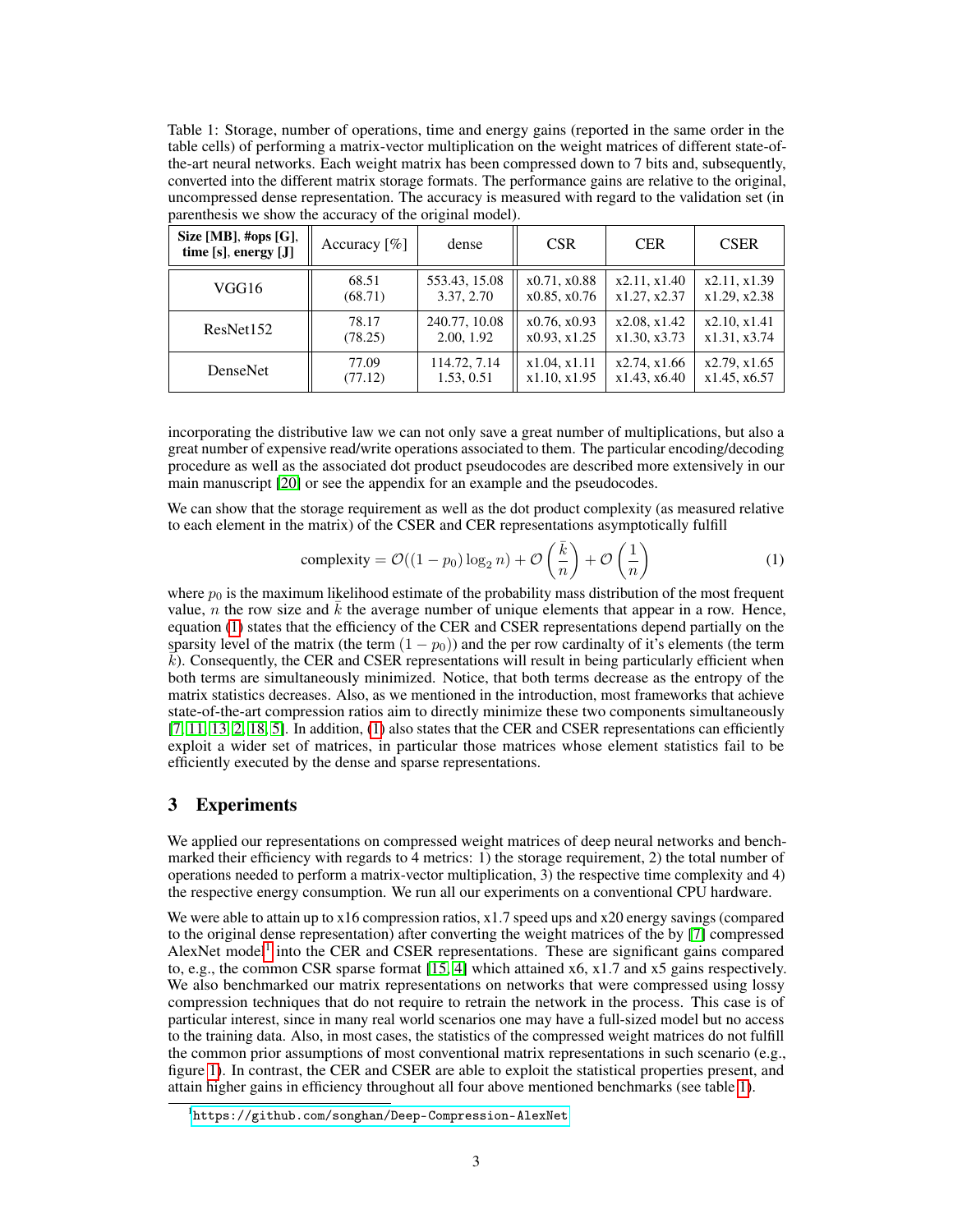Table 1: Storage, number of operations, time and energy gains (reported in the same order in the table cells) of performing a matrix-vector multiplication on the weight matrices of different state-of-the-art neural networks. Each weight matrix has been compressed down to 7 bits and, subsequently, converted into the different matrix storage formats. The performance gains are relative to the original, uncompressed dense representation. The accuracy is measured with regard to the validation set (in parenthesis we show the accuracy of the original model).

| **Size [MB], #ops [G], time [s], energy [J]** | Accuracy [%] | dense | CSR | CER | CSER |
|---|---|---|---|---|---|
| VGG16 | 68.51 (68.71) | 553.43, 15.08 3.37, 2.70 | x0.71, x0.88 x0.85, x0.76 | x2.11, x1.40 x1.27, x2.37 | x2.11, x1.39 x1.29, x2.38 |
| ResNet152 | 78.17 (78.25) | 240.77, 10.08 2.00, 1.92 | x0.76, x0.93 x0.93, x1.25 | x2.08, x1.42 x1.30, x3.73 | x2.10, x1.41 x1.31, x3.74 |
| DenseNet | 77.09 (77.12) | 114.72, 7.14 1.53, 0.51 | x1.04, x1.11 x1.10, x1.95 | x2.74, x1.66 x1.43, x6.40 | x2.79, x1.65 x1.45, x6.57 |

incorporating the distributive law we can not only save a great number of multiplications, but also a great number of expensive read/write operations associated to them. The particular encoding/decoding procedure as well as the associated dot product pseudocodes are described more extensively in our main manuscript [20] or see the appendix for an example and the pseudocodes.

We can show that the storage requirement as well as the dot product complexity (as measured relative to each element in the matrix) of the CSER and CER representations asymptotically fulfill

$$\text{complexity} = \mathcal{O}((1-p_0)\log_2 n) + \mathcal{O}\left(\frac{\bar{k}}{n}\right) + \mathcal{O}\left(\frac{1}{n}\right) \tag{1}$$

where $p_0$ is the maximum likelihood estimate of the probability mass distribution of the most frequent value, $n$ the row size and $\bar{k}$ the average number of unique elements that appear in a row. Hence, equation (1) states that the efficiency of the CER and CSER representations depend partially on the sparsity level of the matrix (the term $(1-p_0)$) and the per row cardinalty of it's elements (the term $\bar{k}$). Consequently, the CER and CSER representations will result in being particularly efficient when both terms are simultaneously minimized. Notice, that both terms decrease as the entropy of the matrix statistics decreases. Also, as we mentioned in the introduction, most frameworks that achieve state-of-the-art compression ratios aim to directly minimize these two components simultaneously [7, 11, 13, 2, 18, 5]. In addition, (1) also states that the CER and CSER representations can efficiently exploit a wider set of matrices, in particular those matrices whose element statistics fail to be efficiently executed by the dense and sparse representations.

## 3 Experiments

We applied our representations on compressed weight matrices of deep neural networks and benchmarked their efficiency with regards to 4 metrics: 1) the storage requirement, 2) the total number of operations needed to perform a matrix-vector multiplication, 3) the respective time complexity and 4) the respective energy consumption. We run all our experiments on a conventional CPU hardware.

We were able to attain up to x16 compression ratios, x1.7 speed ups and x20 energy savings (compared to the original dense representation) after converting the weight matrices of the by [7] compressed AlexNet model[1] into the CER and CSER representations. These are significant gains compared to, e.g., the common CSR sparse format [15, 4] which attained x6, x1.7 and x5 gains respectively. We also benchmarked our matrix representations on networks that were compressed using lossy compression techniques that do not require to retrain the network in the process. This case is of particular interest, since in many real world scenarios one may have a full-sized model but no access to the training data. Also, in most cases, the statistics of the compressed weight matrices do not fulfill the common prior assumptions of most conventional matrix representations in such scenario (e.g., figure 1). In contrast, the CER and CSER are able to exploit the statistical properties present, and attain higher gains in efficiency throughout all four above mentioned benchmarks (see table 1).

[1] https://github.com/songhan/Deep-Compression-AlexNet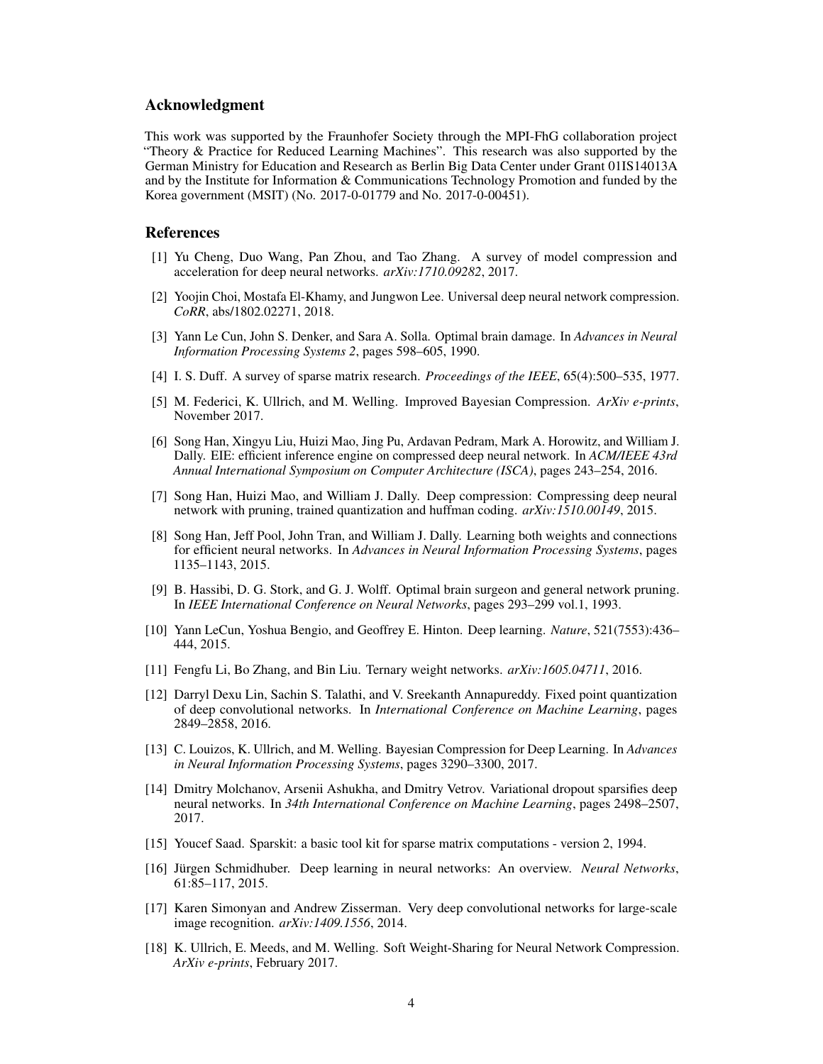## Acknowledgment

This work was supported by the Fraunhofer Society through the MPI-FhG collaboration project "Theory & Practice for Reduced Learning Machines". This research was also supported by the German Ministry for Education and Research as Berlin Big Data Center under Grant 01IS14013A and by the Institute for Information & Communications Technology Promotion and funded by the Korea government (MSIT) (No. 2017-0-01779 and No. 2017-0-00451).

## References

[1] Yu Cheng, Duo Wang, Pan Zhou, and Tao Zhang. A survey of model compression and acceleration for deep neural networks. *arXiv:1710.09282*, 2017.

[2] Yoojin Choi, Mostafa El-Khamy, and Jungwon Lee. Universal deep neural network compression. *CoRR*, abs/1802.02271, 2018.

[3] Yann Le Cun, John S. Denker, and Sara A. Solla. Optimal brain damage. In *Advances in Neural Information Processing Systems 2*, pages 598–605, 1990.

[4] I. S. Duff. A survey of sparse matrix research. *Proceedings of the IEEE*, 65(4):500–535, 1977.

[5] M. Federici, K. Ullrich, and M. Welling. Improved Bayesian Compression. *ArXiv e-prints*, November 2017.

[6] Song Han, Xingyu Liu, Huizi Mao, Jing Pu, Ardavan Pedram, Mark A. Horowitz, and William J. Dally. EIE: efficient inference engine on compressed deep neural network. In *ACM/IEEE 43rd Annual International Symposium on Computer Architecture (ISCA)*, pages 243–254, 2016.

[7] Song Han, Huizi Mao, and William J. Dally. Deep compression: Compressing deep neural network with pruning, trained quantization and huffman coding. *arXiv:1510.00149*, 2015.

[8] Song Han, Jeff Pool, John Tran, and William J. Dally. Learning both weights and connections for efficient neural networks. In *Advances in Neural Information Processing Systems*, pages 1135–1143, 2015.

[9] B. Hassibi, D. G. Stork, and G. J. Wolff. Optimal brain surgeon and general network pruning. In *IEEE International Conference on Neural Networks*, pages 293–299 vol.1, 1993.

[10] Yann LeCun, Yoshua Bengio, and Geoffrey E. Hinton. Deep learning. *Nature*, 521(7553):436–444, 2015.

[11] Fengfu Li, Bo Zhang, and Bin Liu. Ternary weight networks. *arXiv:1605.04711*, 2016.

[12] Darryl Dexu Lin, Sachin S. Talathi, and V. Sreekanth Annapureddy. Fixed point quantization of deep convolutional networks. In *International Conference on Machine Learning*, pages 2849–2858, 2016.

[13] C. Louizos, K. Ullrich, and M. Welling. Bayesian Compression for Deep Learning. In *Advances in Neural Information Processing Systems*, pages 3290–3300, 2017.

[14] Dmitry Molchanov, Arsenii Ashukha, and Dmitry Vetrov. Variational dropout sparsifies deep neural networks. In *34th International Conference on Machine Learning*, pages 2498–2507, 2017.

[15] Youcef Saad. Sparskit: a basic tool kit for sparse matrix computations - version 2, 1994.

[16] Jürgen Schmidhuber. Deep learning in neural networks: An overview. *Neural Networks*, 61:85–117, 2015.

[17] Karen Simonyan and Andrew Zisserman. Very deep convolutional networks for large-scale image recognition. *arXiv:1409.1556*, 2014.

[18] K. Ullrich, E. Meeds, and M. Welling. Soft Weight-Sharing for Neural Network Compression. *ArXiv e-prints*, February 2017.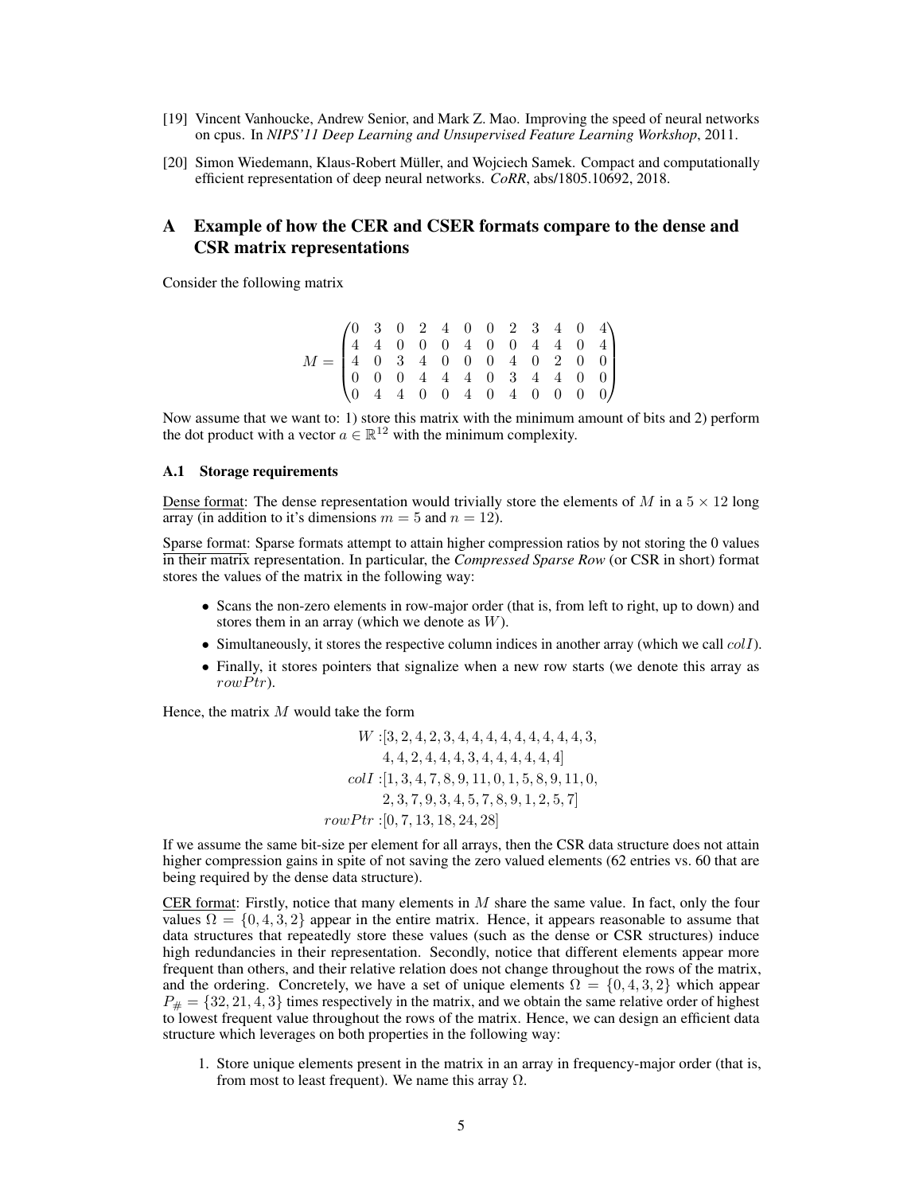[19] Vincent Vanhoucke, Andrew Senior, and Mark Z. Mao. Improving the speed of neural networks on cpus. In *NIPS'11 Deep Learning and Unsupervised Feature Learning Workshop*, 2011.

[20] Simon Wiedemann, Klaus-Robert Müller, and Wojciech Samek. Compact and computationally efficient representation of deep neural networks. *CoRR*, abs/1805.10692, 2018.

# A Example of how the CER and CSER formats compare to the dense and CSR matrix representations

Consider the following matrix

$$M = \begin{pmatrix} 0 & 3 & 0 & 2 & 4 & 0 & 0 & 2 & 3 & 4 & 0 & 4 \\ 4 & 4 & 0 & 0 & 0 & 4 & 0 & 0 & 4 & 4 & 0 & 4 \\ 4 & 0 & 3 & 4 & 0 & 0 & 0 & 4 & 0 & 2 & 0 & 0 \\ 0 & 0 & 0 & 4 & 4 & 4 & 0 & 3 & 4 & 4 & 0 & 0 \\ 0 & 4 & 4 & 0 & 0 & 4 & 0 & 4 & 0 & 0 & 0 & 0 \end{pmatrix}$$

Now assume that we want to: 1) store this matrix with the minimum amount of bits and 2) perform the dot product with a vector $a \in \mathbb{R}^{12}$ with the minimum complexity.

### A.1 Storage requirements

Dense format: The dense representation would trivially store the elements of $M$ in a $5 \times 12$ long array (in addition to it's dimensions $m = 5$ and $n = 12$).

Sparse format: Sparse formats attempt to attain higher compression ratios by not storing the 0 values in their matrix representation. In particular, the *Compressed Sparse Row* (or CSR in short) format stores the values of the matrix in the following way:

- Scans the non-zero elements in row-major order (that is, from left to right, up to down) and stores them in an array (which we denote as $W$).
- Simultaneously, it stores the respective column indices in another array (which we call $colI$).
- Finally, it stores pointers that signalize when a new row starts (we denote this array as $rowPtr$).

Hence, the matrix $M$ would take the form

$$\begin{aligned} W : &[3, 2, 4, 2, 3, 4, 4, 4, 4, 4, 4, 4, 4, 4, 3, \\ &4, 4, 2, 4, 4, 4, 3, 4, 4, 4, 4, 4, 4] \\ colI : &[1, 3, 4, 7, 8, 9, 11, 0, 1, 5, 8, 9, 11, 0, \\ &2, 3, 7, 9, 3, 4, 5, 7, 8, 9, 1, 2, 5, 7] \\ rowPtr : &[0, 7, 13, 18, 24, 28] \end{aligned}$$

If we assume the same bit-size per element for all arrays, then the CSR data structure does not attain higher compression gains in spite of not saving the zero valued elements (62 entries vs. 60 that are being required by the dense data structure).

CER format: Firstly, notice that many elements in $M$ share the same value. In fact, only the four values $\Omega = \{0, 4, 3, 2\}$ appear in the entire matrix. Hence, it appears reasonable to assume that data structures that repeatedly store these values (such as the dense or CSR structures) induce high redundancies in their representation. Secondly, notice that different elements appear more frequent than others, and their relative relation does not change throughout the rows of the matrix, and the ordering. Concretely, we have a set of unique elements $\Omega = \{0, 4, 3, 2\}$ which appear $P_{\#} = \{32, 21, 4, 3\}$ times respectively in the matrix, and we obtain the same relative order of highest to lowest frequent value throughout the rows of the matrix. Hence, we can design an efficient data structure which leverages on both properties in the following way:

1. Store unique elements present in the matrix in an array in frequency-major order (that is, from most to least frequent). We name this array $\Omega$.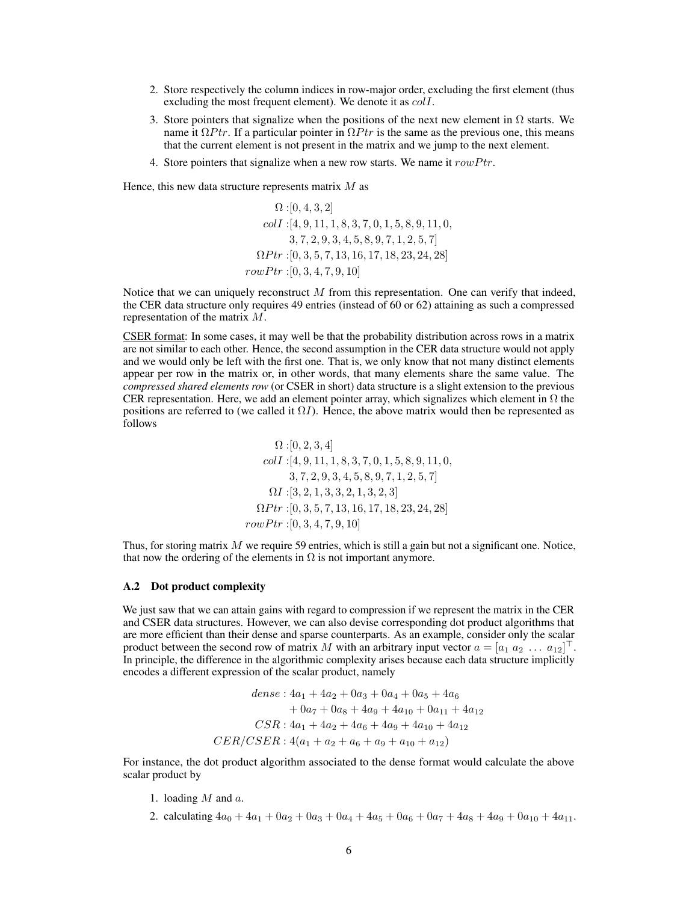2. Store respectively the column indices in row-major order, excluding the first element (thus excluding the most frequent element). We denote it as $colI$.
3. Store pointers that signalize when the positions of the next new element in $\Omega$ starts. We name it $\Omega Ptr$. If a particular pointer in $\Omega Ptr$ is the same as the previous one, this means that the current element is not present in the matrix and we jump to the next element.
4. Store pointers that signalize when a new row starts. We name it $rowPtr$.

Hence, this new data structure represents matrix $M$ as

$$
\begin{aligned}
\Omega :& [0, 4, 3, 2] \\
colI :& [4, 9, 11, 1, 8, 3, 7, 0, 1, 5, 8, 9, 11, 0, \\
& 3, 7, 2, 9, 3, 4, 5, 8, 9, 7, 1, 2, 5, 7] \\
\Omega Ptr :& [0, 3, 5, 7, 13, 16, 17, 18, 23, 24, 28] \\
rowPtr :& [0, 3, 4, 7, 9, 10]
\end{aligned}
$$

Notice that we can uniquely reconstruct $M$ from this representation. One can verify that indeed, the CER data structure only requires 49 entries (instead of 60 or 62) attaining as such a compressed representation of the matrix $M$.

CSER format: In some cases, it may well be that the probability distribution across rows in a matrix are not similar to each other. Hence, the second assumption in the CER data structure would not apply and we would only be left with the first one. That is, we only know that not many distinct elements appear per row in the matrix or, in other words, that many elements share the same value. The *compressed shared elements row* (or CSER in short) data structure is a slight extension to the previous CER representation. Here, we add an element pointer array, which signalizes which element in $\Omega$ the positions are referred to (we called it $\Omega I$). Hence, the above matrix would then be represented as follows

$$
\begin{aligned}
\Omega :& [0, 2, 3, 4] \\
colI :& [4, 9, 11, 1, 8, 3, 7, 0, 1, 5, 8, 9, 11, 0, \\
& 3, 7, 2, 9, 3, 4, 5, 8, 9, 7, 1, 2, 5, 7] \\
\Omega I :& [3, 2, 1, 3, 3, 2, 1, 3, 2, 3] \\
\Omega Ptr :& [0, 3, 5, 7, 13, 16, 17, 18, 23, 24, 28] \\
rowPtr :& [0, 3, 4, 7, 9, 10]
\end{aligned}
$$

Thus, for storing matrix $M$ we require 59 entries, which is still a gain but not a significant one. Notice, that now the ordering of the elements in $\Omega$ is not important anymore.

### A.2 Dot product complexity

We just saw that we can attain gains with regard to compression if we represent the matrix in the CER and CSER data structures. However, we can also devise corresponding dot product algorithms that are more efficient than their dense and sparse counterparts. As an example, consider only the scalar product between the second row of matrix $M$ with an arbitrary input vector $a = [a_1\ a_2\ \dots\ a_{12}]^\top$. In principle, the difference in the algorithmic complexity arises because each data structure implicitly encodes a different expression of the scalar product, namely

$$
\begin{aligned}
dense :& \ 4a_1 + 4a_2 + 0a_3 + 0a_4 + 0a_5 + 4a_6 \\
& + 0a_7 + 0a_8 + 4a_9 + 4a_{10} + 0a_{11} + 4a_{12} \\
CSR :& \ 4a_1 + 4a_2 + 4a_6 + 4a_9 + 4a_{10} + 4a_{12} \\
CER/CSER :& \ 4(a_1 + a_2 + a_6 + a_9 + a_{10} + a_{12})
\end{aligned}
$$

For instance, the dot product algorithm associated to the dense format would calculate the above scalar product by

1. loading $M$ and $a$.
2. calculating $4a_0 + 4a_1 + 0a_2 + 0a_3 + 0a_4 + 4a_5 + 0a_6 + 0a_7 + 4a_8 + 4a_9 + 0a_{10} + 4a_{11}$.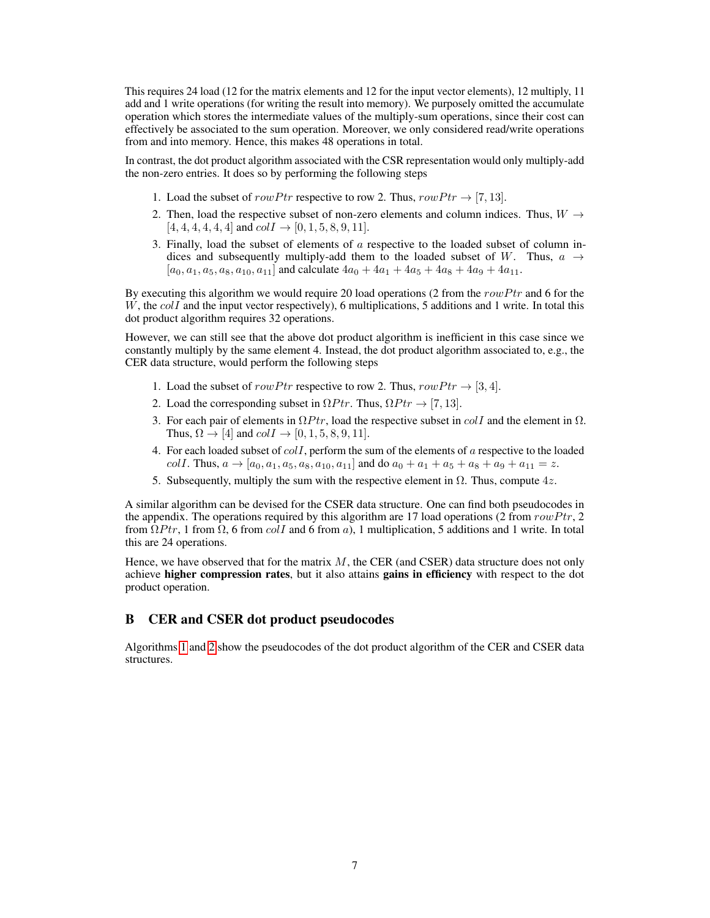This requires 24 load (12 for the matrix elements and 12 for the input vector elements), 12 multiply, 11 add and 1 write operations (for writing the result into memory). We purposely omitted the accumulate operation which stores the intermediate values of the multiply-sum operations, since their cost can effectively be associated to the sum operation. Moreover, we only considered read/write operations from and into memory. Hence, this makes 48 operations in total.

In contrast, the dot product algorithm associated with the CSR representation would only multiply-add the non-zero entries. It does so by performing the following steps

1. Load the subset of $rowPtr$ respective to row 2. Thus, $rowPtr \rightarrow [7, 13]$.
2. Then, load the respective subset of non-zero elements and column indices. Thus, $W \rightarrow [4, 4, 4, 4, 4, 4]$ and $colI \rightarrow [0, 1, 5, 8, 9, 11]$.
3. Finally, load the subset of elements of $a$ respective to the loaded subset of column indices and subsequently multiply-add them to the loaded subset of $W$. Thus, $a \rightarrow [a_0, a_1, a_5, a_8, a_{10}, a_{11}]$ and calculate $4a_0 + 4a_1 + 4a_5 + 4a_8 + 4a_9 + 4a_{11}$.

By executing this algorithm we would require 20 load operations (2 from the $rowPtr$ and 6 for the $W$, the $colI$ and the input vector respectively), 6 multiplications, 5 additions and 1 write. In total this dot product algorithm requires 32 operations.

However, we can still see that the above dot product algorithm is inefficient in this case since we constantly multiply by the same element 4. Instead, the dot product algorithm associated to, e.g., the CER data structure, would perform the following steps

1. Load the subset of $rowPtr$ respective to row 2. Thus, $rowPtr \rightarrow [3, 4]$.
2. Load the corresponding subset in $\Omega Ptr$. Thus, $\Omega Ptr \rightarrow [7, 13]$.
3. For each pair of elements in $\Omega Ptr$, load the respective subset in $colI$ and the element in $\Omega$. Thus, $\Omega \rightarrow [4]$ and $colI \rightarrow [0, 1, 5, 8, 9, 11]$.
4. For each loaded subset of $colI$, perform the sum of the elements of $a$ respective to the loaded $colI$. Thus, $a \rightarrow [a_0, a_1, a_5, a_8, a_{10}, a_{11}]$ and do $a_0 + a_1 + a_5 + a_8 + a_9 + a_{11} = z$.
5. Subsequently, multiply the sum with the respective element in $\Omega$. Thus, compute $4z$.

A similar algorithm can be devised for the CSER data structure. One can find both pseudocodes in the appendix. The operations required by this algorithm are 17 load operations (2 from $rowPtr$, 2 from $\Omega Ptr$, 1 from $\Omega$, 6 from $colI$ and 6 from $a$), 1 multiplication, 5 additions and 1 write. In total this are 24 operations.

Hence, we have observed that for the matrix $M$, the CER (and CSER) data structure does not only achieve **higher compression rates**, but it also attains **gains in efficiency** with respect to the dot product operation.

## B CER and CSER dot product pseudocodes

Algorithms 1 and 2 show the pseudocodes of the dot product algorithm of the CER and CSER data structures.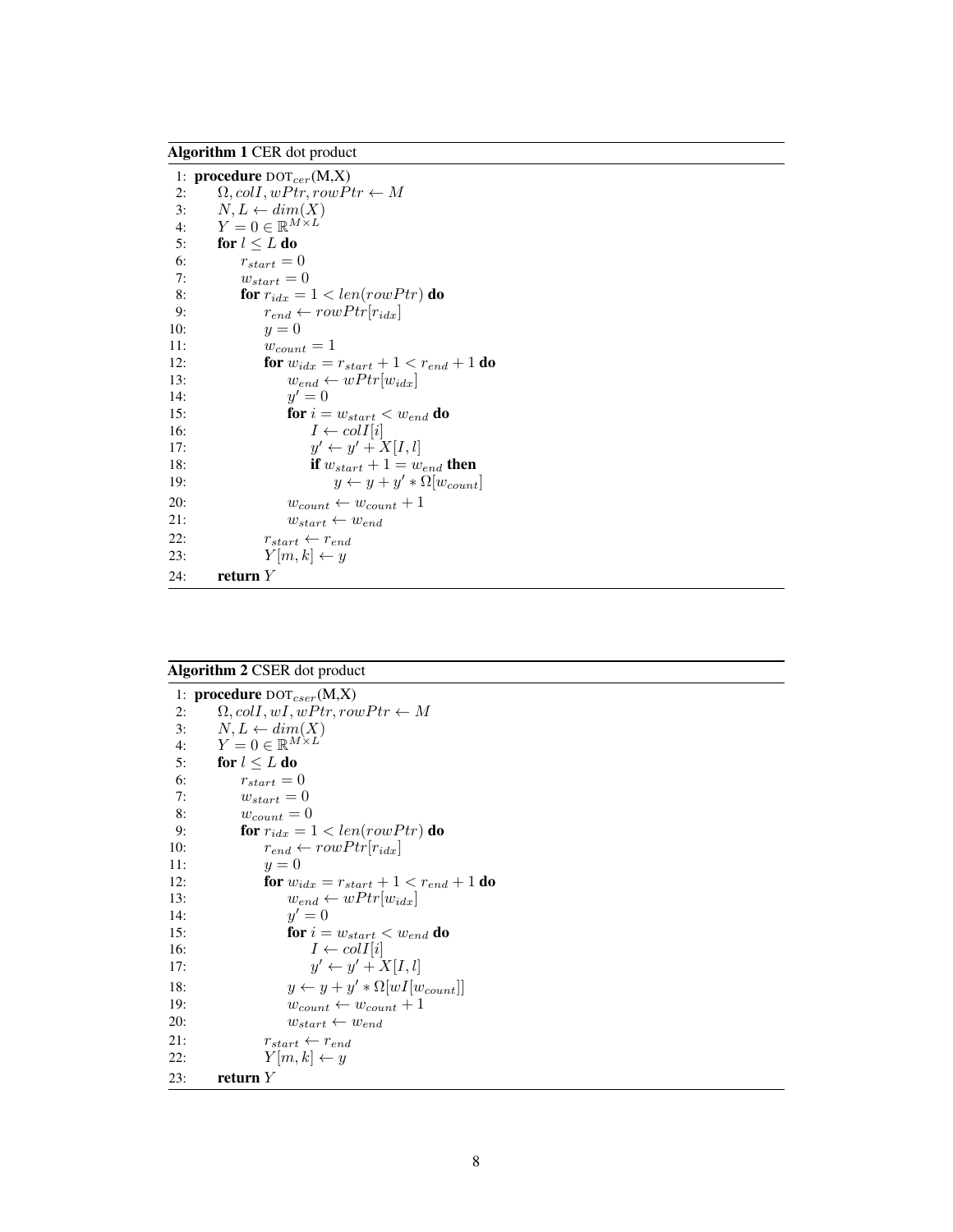**Algorithm 1** CER dot product

```
 1: procedure DOT_cer(M,X)
 2:     Ω, colI, wPtr, rowPtr ← M
 3:     N, L ← dim(X)
 4:     Y = 0 ∈ ℝ^{M×L}
 5:     for l ≤ L do
 6:         r_start = 0
 7:         w_start = 0
 8:         for r_idx = 1 < len(rowPtr) do
 9:             r_end ← rowPtr[r_idx]
10:             y = 0
11:             w_count = 1
12:             for w_idx = r_start + 1 < r_end + 1 do
13:                 w_end ← wPtr[w_idx]
14:                 y' = 0
15:                 for i = w_start < w_end do
16:                     I ← colI[i]
17:                     y' ← y' + X[I, l]
18:                     if w_start + 1 = w_end then
19:                         y ← y + y' * Ω[w_count]
20:                 w_count ← w_count + 1
21:                 w_start ← w_end
22:             r_start ← r_end
23:             Y[m, k] ← y
24:     return Y
```

**Algorithm 2** CSER dot product

```
 1: procedure DOT_cser(M,X)
 2:     Ω, colI, wI, wPtr, rowPtr ← M
 3:     N, L ← dim(X)
 4:     Y = 0 ∈ ℝ^{M×L}
 5:     for l ≤ L do
 6:         r_start = 0
 7:         w_start = 0
 8:         w_count = 0
 9:         for r_idx = 1 < len(rowPtr) do
10:             r_end ← rowPtr[r_idx]
11:             y = 0
12:             for w_idx = r_start + 1 < r_end + 1 do
13:                 w_end ← wPtr[w_idx]
14:                 y' = 0
15:                 for i = w_start < w_end do
16:                     I ← colI[i]
17:                     y' ← y' + X[I, l]
18:                 y ← y + y' * Ω[wI[w_count]]
19:                 w_count ← w_count + 1
20:                 w_start ← w_end
21:             r_start ← r_end
22:             Y[m, k] ← y
23:     return Y
```